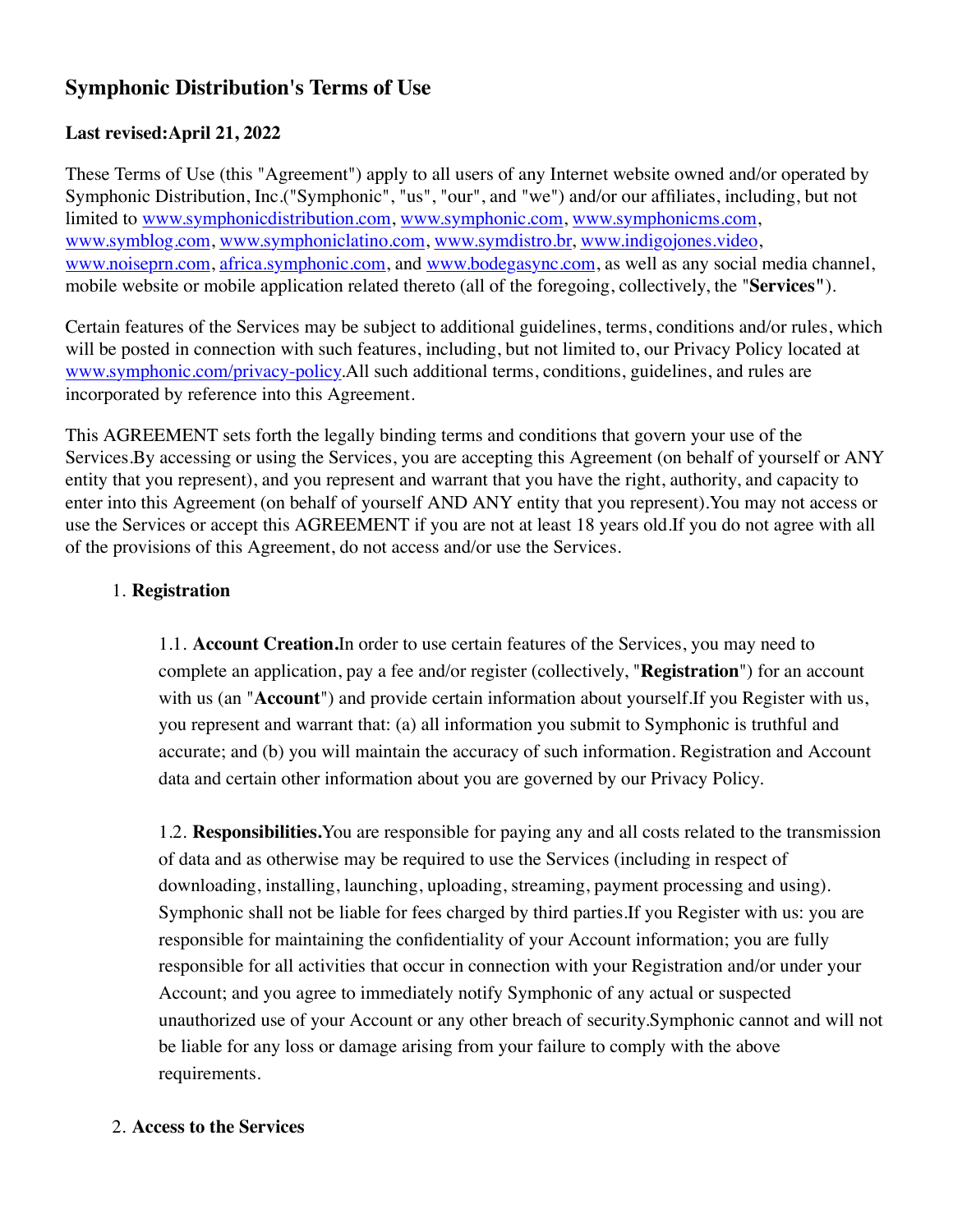# Symphonic Distribution's Terms of Use

**Last revised:April 21, 2022**

These Terms of Use (this "Agreement") apply to all users of any Internet website owned and/or operated by Symphonic Distribution, Inc.("Symphonic", "us", "our", and "we") and/or our affiliates, including, but not limited to www.symphonicdistribution.com, www.symphonic.com, www.symphonicms.com, www.symblog.com, www.symphoniclatino.com, www.symdistro.br, www.indigojones.video, www.noiseprn.com, africa.symphonic.com, and www.bodegasync.com, as well as any social media channel, mobile website or mobile application related thereto (all of the foregoing, collectively, the "**Services**").

Certain features of the Services may be subject to additional guidelines, terms, conditions and/or rules, which will be posted in connection with such features, including, but not limited to, our Privacy Policy located at www.symphonic.com/privacy-policy.All such additional terms, conditions, guidelines, and rules are incorporated by reference into this Agreement.

This AGREEMENT sets forth the legally binding terms and conditions that govern your use of the Services.By accessing or using the Services, you are accepting this Agreement (on behalf of yourself or ANY entity that you represent), and you represent and warrant that you have the right, authority, and capacity to enter into this Agreement (on behalf of yourself AND ANY entity that you represent).You may not access or use the Services or accept this AGREEMENT if you are not at least 18 years old.If you do not agree with all of the provisions of this Agreement, do not access and/or use the Services.

1. **Registration**

    1.1. **Account Creation.**In order to use certain features of the Services, you may need to complete an application, pay a fee and/or register (collectively, "**Registration**") for an account with us (an "**Account**") and provide certain information about yourself.If you Register with us, you represent and warrant that: (a) all information you submit to Symphonic is truthful and accurate; and (b) you will maintain the accuracy of such information. Registration and Account data and certain other information about you are governed by our Privacy Policy.

    1.2. **Responsibilities.**You are responsible for paying any and all costs related to the transmission of data and as otherwise may be required to use the Services (including in respect of downloading, installing, launching, uploading, streaming, payment processing and using). Symphonic shall not be liable for fees charged by third parties.If you Register with us: you are responsible for maintaining the confidentiality of your Account information; you are fully responsible for all activities that occur in connection with your Registration and/or under your Account; and you agree to immediately notify Symphonic of any actual or suspected unauthorized use of your Account or any other breach of security.Symphonic cannot and will not be liable for any loss or damage arising from your failure to comply with the above requirements.

2. **Access to the Services**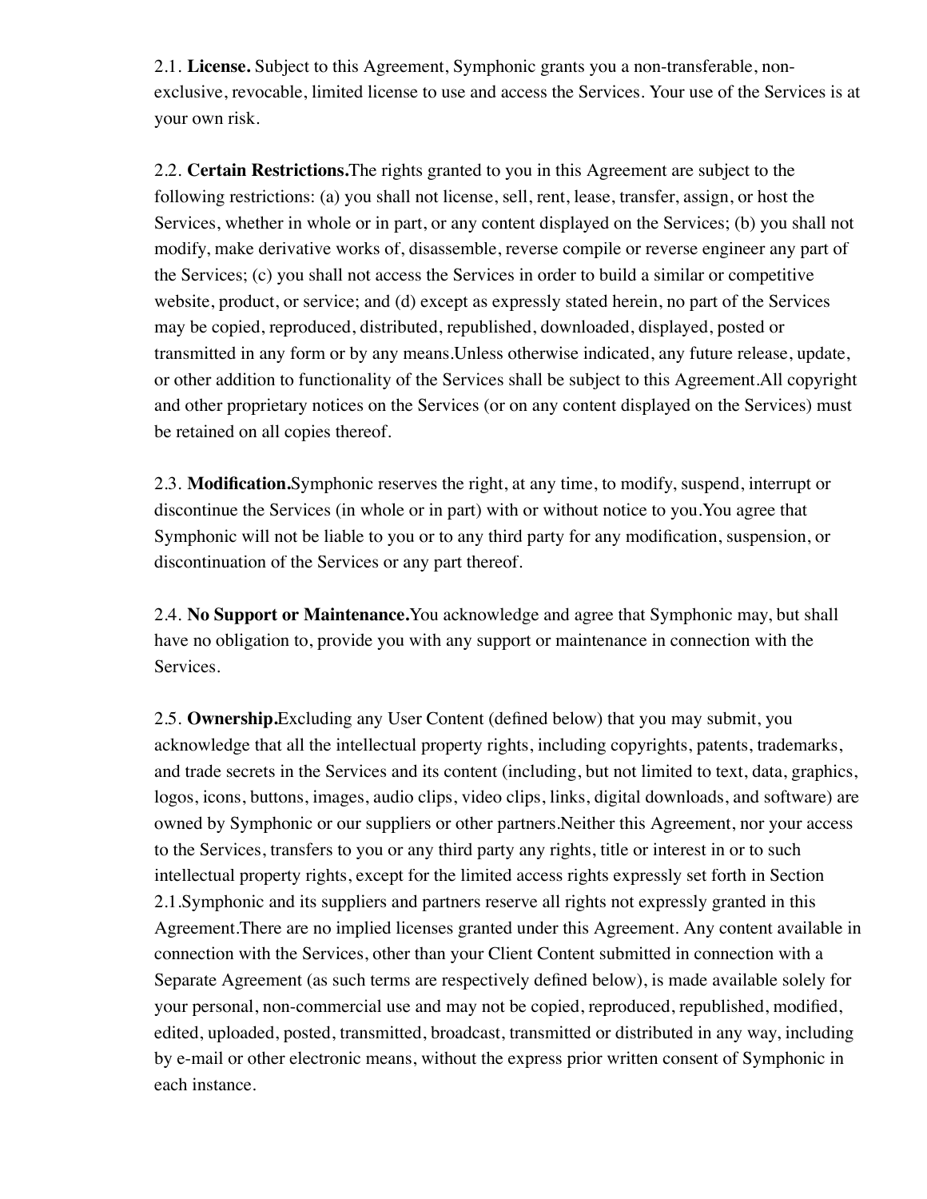2.1. **License.** Subject to this Agreement, Symphonic grants you a non-transferable, non-exclusive, revocable, limited license to use and access the Services. Your use of the Services is at your own risk.

2.2. **Certain Restrictions.**The rights granted to you in this Agreement are subject to the following restrictions: (a) you shall not license, sell, rent, lease, transfer, assign, or host the Services, whether in whole or in part, or any content displayed on the Services; (b) you shall not modify, make derivative works of, disassemble, reverse compile or reverse engineer any part of the Services; (c) you shall not access the Services in order to build a similar or competitive website, product, or service; and (d) except as expressly stated herein, no part of the Services may be copied, reproduced, distributed, republished, downloaded, displayed, posted or transmitted in any form or by any means.Unless otherwise indicated, any future release, update, or other addition to functionality of the Services shall be subject to this Agreement.All copyright and other proprietary notices on the Services (or on any content displayed on the Services) must be retained on all copies thereof.

2.3. **Modification.**Symphonic reserves the right, at any time, to modify, suspend, interrupt or discontinue the Services (in whole or in part) with or without notice to you.You agree that Symphonic will not be liable to you or to any third party for any modification, suspension, or discontinuation of the Services or any part thereof.

2.4. **No Support or Maintenance.**You acknowledge and agree that Symphonic may, but shall have no obligation to, provide you with any support or maintenance in connection with the Services.

2.5. **Ownership.**Excluding any User Content (defined below) that you may submit, you acknowledge that all the intellectual property rights, including copyrights, patents, trademarks, and trade secrets in the Services and its content (including, but not limited to text, data, graphics, logos, icons, buttons, images, audio clips, video clips, links, digital downloads, and software) are owned by Symphonic or our suppliers or other partners.Neither this Agreement, nor your access to the Services, transfers to you or any third party any rights, title or interest in or to such intellectual property rights, except for the limited access rights expressly set forth in Section 2.1.Symphonic and its suppliers and partners reserve all rights not expressly granted in this Agreement.There are no implied licenses granted under this Agreement. Any content available in connection with the Services, other than your Client Content submitted in connection with a Separate Agreement (as such terms are respectively defined below), is made available solely for your personal, non-commercial use and may not be copied, reproduced, republished, modified, edited, uploaded, posted, transmitted, broadcast, transmitted or distributed in any way, including by e-mail or other electronic means, without the express prior written consent of Symphonic in each instance.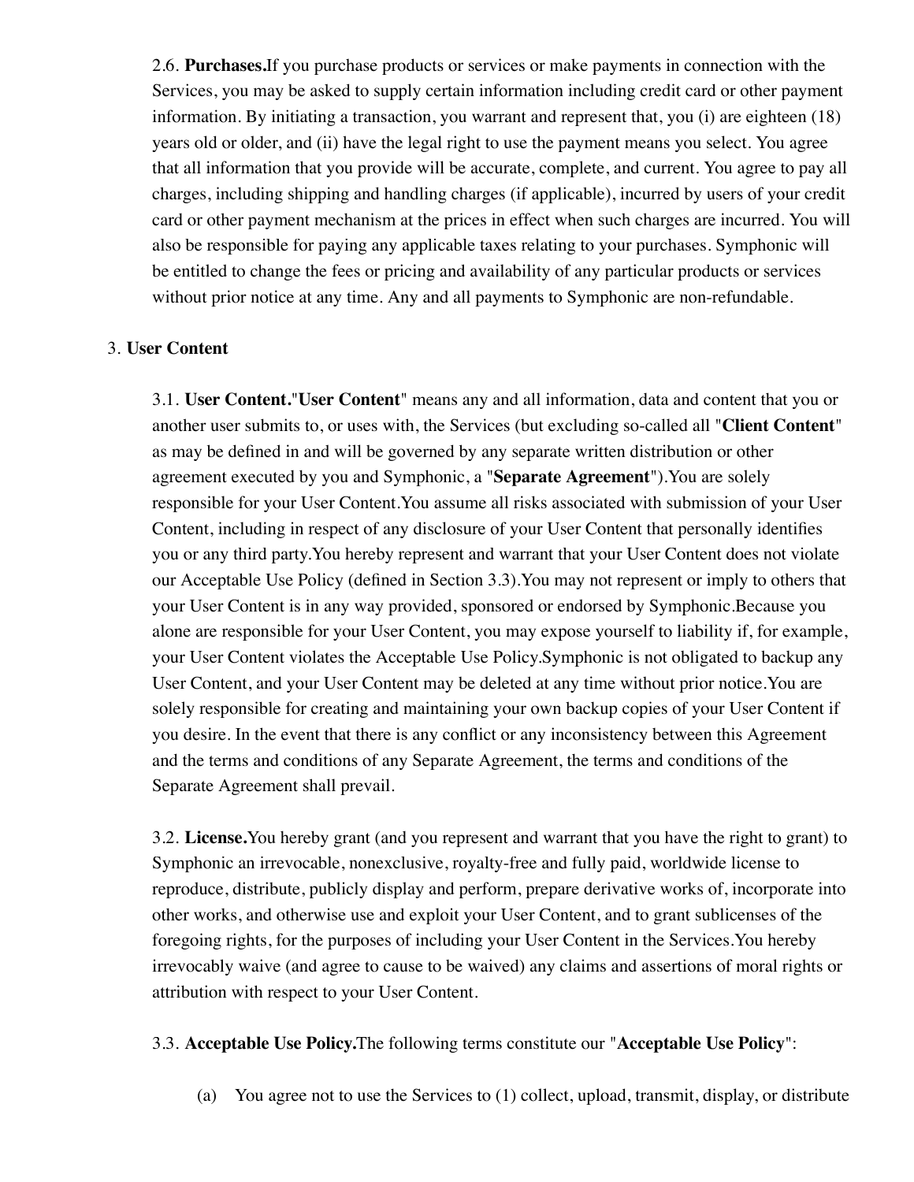2.6. **Purchases.**If you purchase products or services or make payments in connection with the Services, you may be asked to supply certain information including credit card or other payment information. By initiating a transaction, you warrant and represent that, you (i) are eighteen (18) years old or older, and (ii) have the legal right to use the payment means you select. You agree that all information that you provide will be accurate, complete, and current. You agree to pay all charges, including shipping and handling charges (if applicable), incurred by users of your credit card or other payment mechanism at the prices in effect when such charges are incurred. You will also be responsible for paying any applicable taxes relating to your purchases. Symphonic will be entitled to change the fees or pricing and availability of any particular products or services without prior notice at any time. Any and all payments to Symphonic are non-refundable.

3. **User Content**

3.1. **User Content.**"**User Content**" means any and all information, data and content that you or another user submits to, or uses with, the Services (but excluding so-called all "**Client Content**" as may be defined in and will be governed by any separate written distribution or other agreement executed by you and Symphonic, a "**Separate Agreement**").You are solely responsible for your User Content.You assume all risks associated with submission of your User Content, including in respect of any disclosure of your User Content that personally identifies you or any third party.You hereby represent and warrant that your User Content does not violate our Acceptable Use Policy (defined in Section 3.3).You may not represent or imply to others that your User Content is in any way provided, sponsored or endorsed by Symphonic.Because you alone are responsible for your User Content, you may expose yourself to liability if, for example, your User Content violates the Acceptable Use Policy.Symphonic is not obligated to backup any User Content, and your User Content may be deleted at any time without prior notice.You are solely responsible for creating and maintaining your own backup copies of your User Content if you desire. In the event that there is any conflict or any inconsistency between this Agreement and the terms and conditions of any Separate Agreement, the terms and conditions of the Separate Agreement shall prevail.

3.2. **License.**You hereby grant (and you represent and warrant that you have the right to grant) to Symphonic an irrevocable, nonexclusive, royalty-free and fully paid, worldwide license to reproduce, distribute, publicly display and perform, prepare derivative works of, incorporate into other works, and otherwise use and exploit your User Content, and to grant sublicenses of the foregoing rights, for the purposes of including your User Content in the Services.You hereby irrevocably waive (and agree to cause to be waived) any claims and assertions of moral rights or attribution with respect to your User Content.

3.3. **Acceptable Use Policy.**The following terms constitute our "**Acceptable Use Policy**":

(a) You agree not to use the Services to (1) collect, upload, transmit, display, or distribute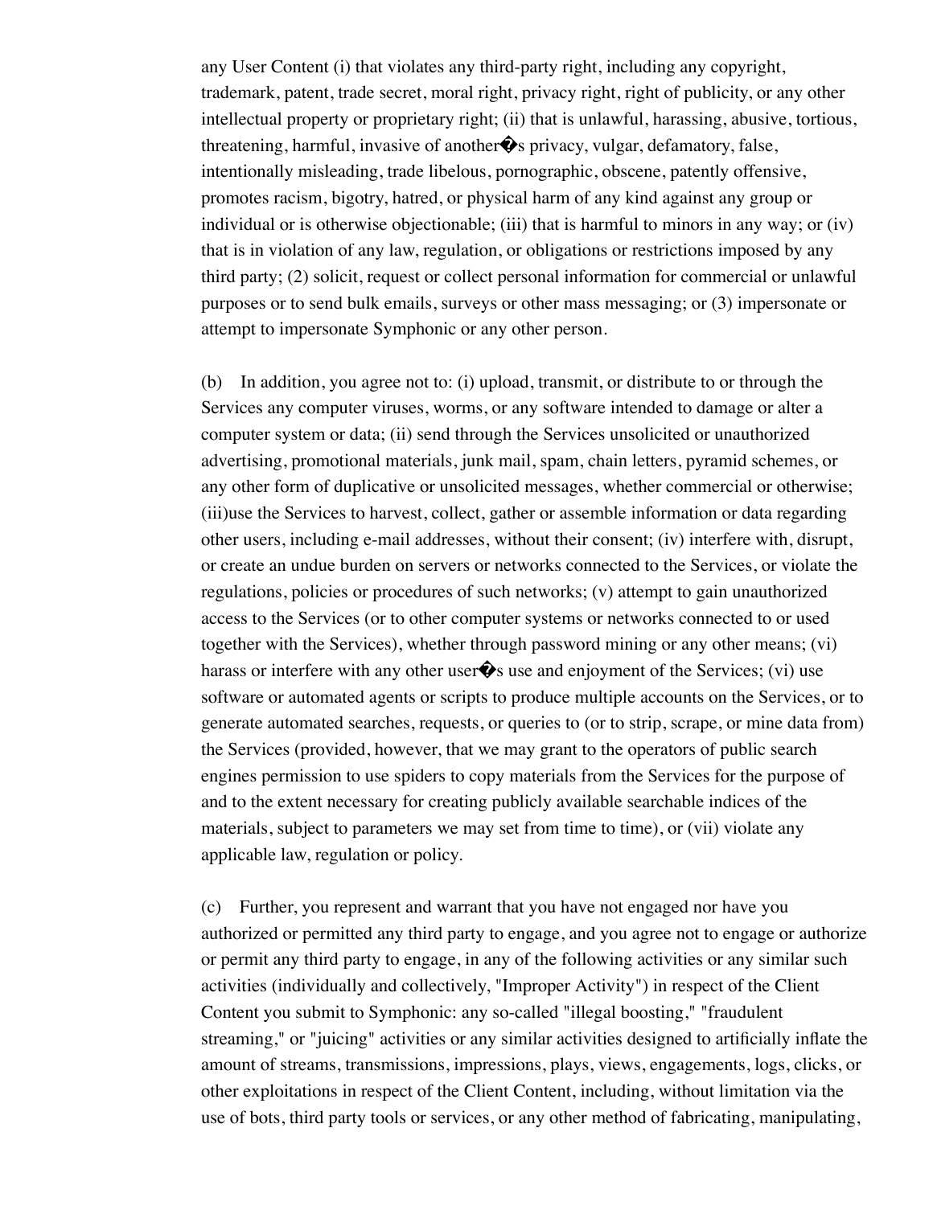any User Content (i) that violates any third-party right, including any copyright, trademark, patent, trade secret, moral right, privacy right, right of publicity, or any other intellectual property or proprietary right; (ii) that is unlawful, harassing, abusive, tortious, threatening, harmful, invasive of another�s privacy, vulgar, defamatory, false, intentionally misleading, trade libelous, pornographic, obscene, patently offensive, promotes racism, bigotry, hatred, or physical harm of any kind against any group or individual or is otherwise objectionable; (iii) that is harmful to minors in any way; or (iv) that is in violation of any law, regulation, or obligations or restrictions imposed by any third party; (2) solicit, request or collect personal information for commercial or unlawful purposes or to send bulk emails, surveys or other mass messaging; or (3) impersonate or attempt to impersonate Symphonic or any other person.

(b) In addition, you agree not to: (i) upload, transmit, or distribute to or through the Services any computer viruses, worms, or any software intended to damage or alter a computer system or data; (ii) send through the Services unsolicited or unauthorized advertising, promotional materials, junk mail, spam, chain letters, pyramid schemes, or any other form of duplicative or unsolicited messages, whether commercial or otherwise; (iii)use the Services to harvest, collect, gather or assemble information or data regarding other users, including e-mail addresses, without their consent; (iv) interfere with, disrupt, or create an undue burden on servers or networks connected to the Services, or violate the regulations, policies or procedures of such networks; (v) attempt to gain unauthorized access to the Services (or to other computer systems or networks connected to or used together with the Services), whether through password mining or any other means; (vi) harass or interfere with any other user�s use and enjoyment of the Services; (vi) use software or automated agents or scripts to produce multiple accounts on the Services, or to generate automated searches, requests, or queries to (or to strip, scrape, or mine data from) the Services (provided, however, that we may grant to the operators of public search engines permission to use spiders to copy materials from the Services for the purpose of and to the extent necessary for creating publicly available searchable indices of the materials, subject to parameters we may set from time to time), or (vii) violate any applicable law, regulation or policy.

(c) Further, you represent and warrant that you have not engaged nor have you authorized or permitted any third party to engage, and you agree not to engage or authorize or permit any third party to engage, in any of the following activities or any similar such activities (individually and collectively, "Improper Activity") in respect of the Client Content you submit to Symphonic: any so-called "illegal boosting," "fraudulent streaming," or "juicing" activities or any similar activities designed to artificially inflate the amount of streams, transmissions, impressions, plays, views, engagements, logs, clicks, or other exploitations in respect of the Client Content, including, without limitation via the use of bots, third party tools or services, or any other method of fabricating, manipulating,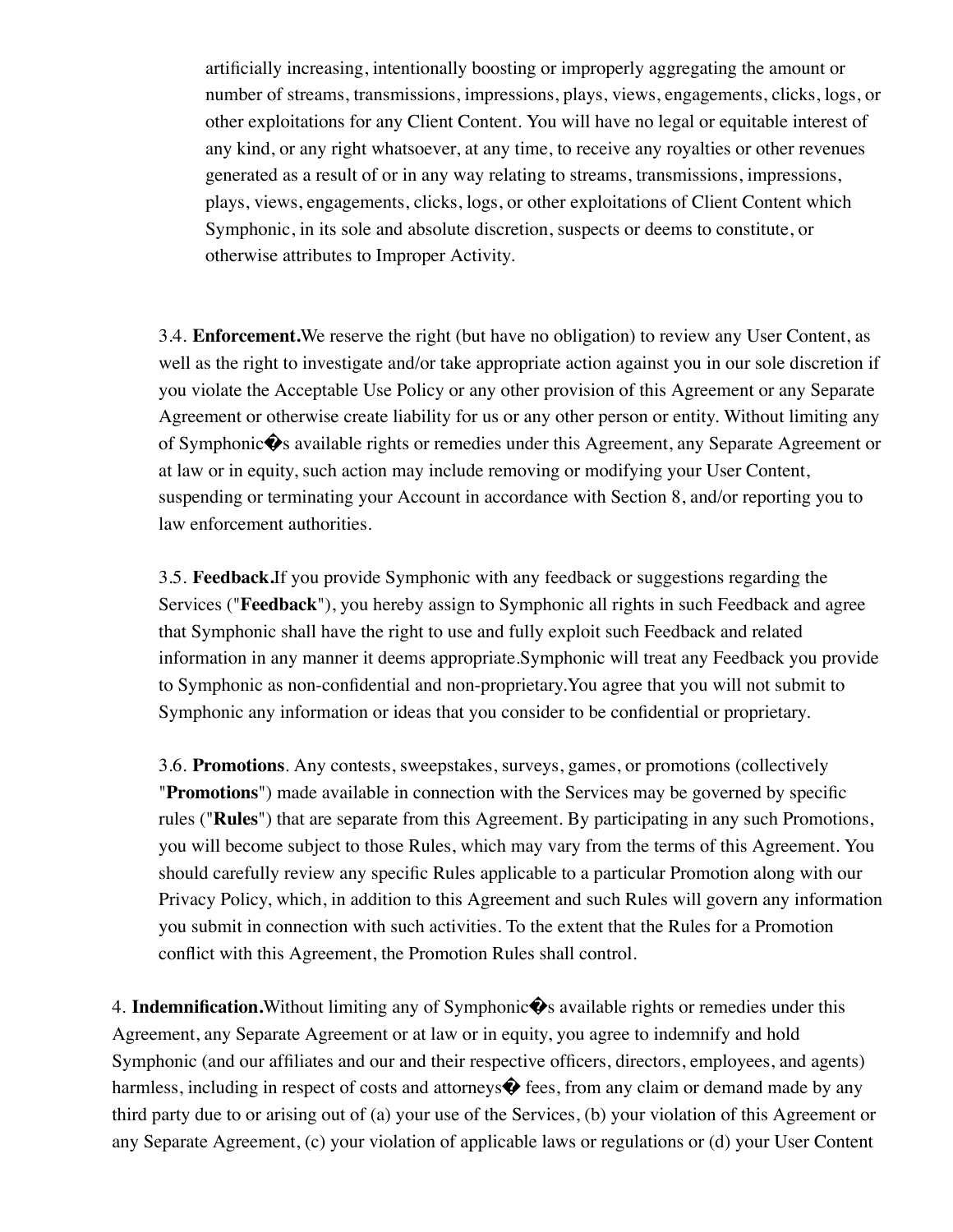artificially increasing, intentionally boosting or improperly aggregating the amount or number of streams, transmissions, impressions, plays, views, engagements, clicks, logs, or other exploitations for any Client Content. You will have no legal or equitable interest of any kind, or any right whatsoever, at any time, to receive any royalties or other revenues generated as a result of or in any way relating to streams, transmissions, impressions, plays, views, engagements, clicks, logs, or other exploitations of Client Content which Symphonic, in its sole and absolute discretion, suspects or deems to constitute, or otherwise attributes to Improper Activity.

3.4. **Enforcement.**We reserve the right (but have no obligation) to review any User Content, as well as the right to investigate and/or take appropriate action against you in our sole discretion if you violate the Acceptable Use Policy or any other provision of this Agreement or any Separate Agreement or otherwise create liability for us or any other person or entity. Without limiting any of Symphonic�s available rights or remedies under this Agreement, any Separate Agreement or at law or in equity, such action may include removing or modifying your User Content, suspending or terminating your Account in accordance with Section 8, and/or reporting you to law enforcement authorities.

3.5. **Feedback.**If you provide Symphonic with any feedback or suggestions regarding the Services ("**Feedback**"), you hereby assign to Symphonic all rights in such Feedback and agree that Symphonic shall have the right to use and fully exploit such Feedback and related information in any manner it deems appropriate.Symphonic will treat any Feedback you provide to Symphonic as non-confidential and non-proprietary.You agree that you will not submit to Symphonic any information or ideas that you consider to be confidential or proprietary.

3.6. **Promotions**. Any contests, sweepstakes, surveys, games, or promotions (collectively "**Promotions**") made available in connection with the Services may be governed by specific rules ("**Rules**") that are separate from this Agreement. By participating in any such Promotions, you will become subject to those Rules, which may vary from the terms of this Agreement. You should carefully review any specific Rules applicable to a particular Promotion along with our Privacy Policy, which, in addition to this Agreement and such Rules will govern any information you submit in connection with such activities. To the extent that the Rules for a Promotion conflict with this Agreement, the Promotion Rules shall control.

4. **Indemnification.**Without limiting any of Symphonic�s available rights or remedies under this Agreement, any Separate Agreement or at law or in equity, you agree to indemnify and hold Symphonic (and our affiliates and our and their respective officers, directors, employees, and agents) harmless, including in respect of costs and attorneys� fees, from any claim or demand made by any third party due to or arising out of (a) your use of the Services, (b) your violation of this Agreement or any Separate Agreement, (c) your violation of applicable laws or regulations or (d) your User Content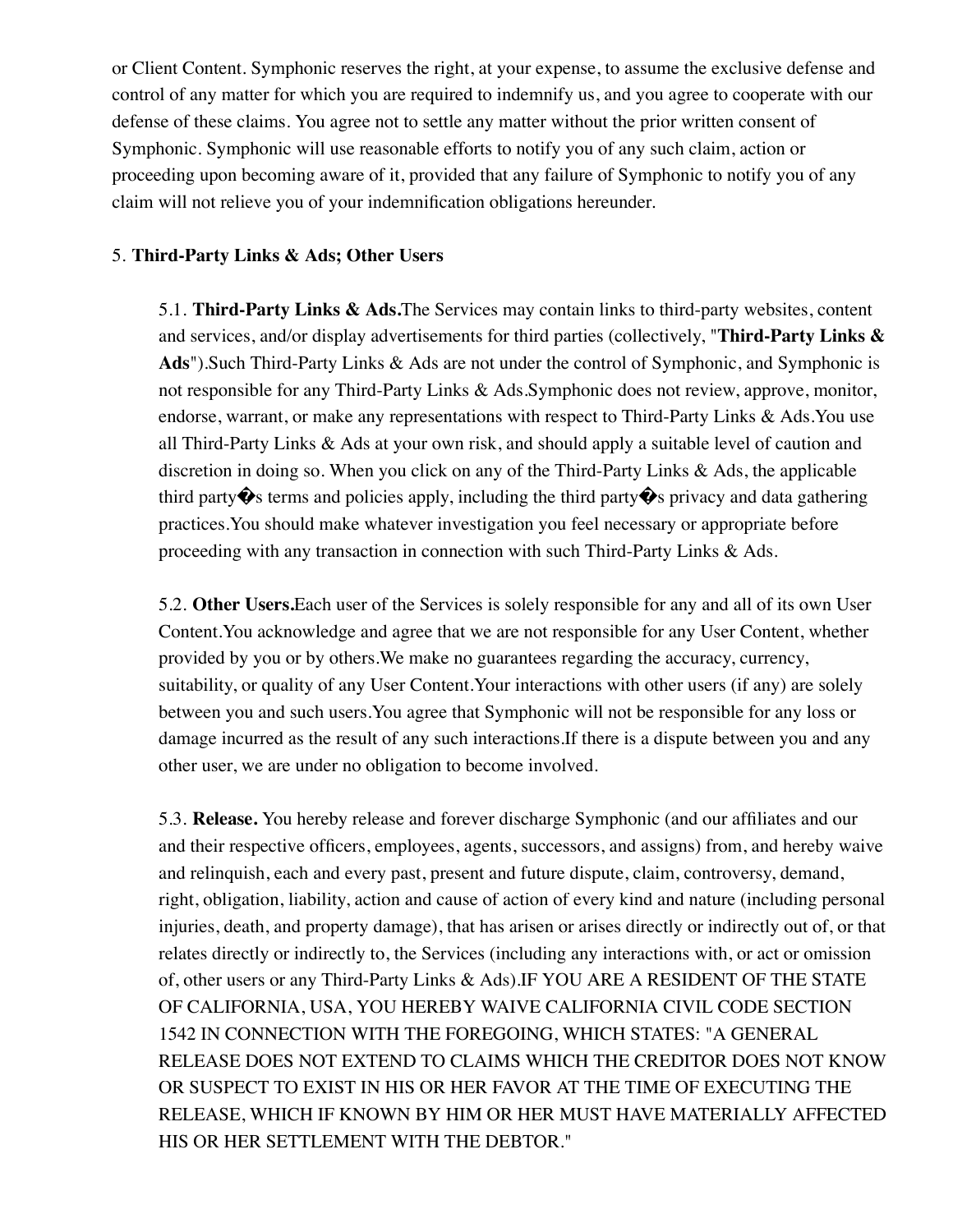or Client Content. Symphonic reserves the right, at your expense, to assume the exclusive defense and control of any matter for which you are required to indemnify us, and you agree to cooperate with our defense of these claims. You agree not to settle any matter without the prior written consent of Symphonic. Symphonic will use reasonable efforts to notify you of any such claim, action or proceeding upon becoming aware of it, provided that any failure of Symphonic to notify you of any claim will not relieve you of your indemnification obligations hereunder.

5. **Third-Party Links & Ads; Other Users**

5.1. **Third-Party Links & Ads.**The Services may contain links to third-party websites, content and services, and/or display advertisements for third parties (collectively, "**Third-Party Links & Ads**").Such Third-Party Links & Ads are not under the control of Symphonic, and Symphonic is not responsible for any Third-Party Links & Ads.Symphonic does not review, approve, monitor, endorse, warrant, or make any representations with respect to Third-Party Links & Ads.You use all Third-Party Links & Ads at your own risk, and should apply a suitable level of caution and discretion in doing so. When you click on any of the Third-Party Links & Ads, the applicable third party�s terms and policies apply, including the third party�s privacy and data gathering practices.You should make whatever investigation you feel necessary or appropriate before proceeding with any transaction in connection with such Third-Party Links & Ads.

5.2. **Other Users.**Each user of the Services is solely responsible for any and all of its own User Content.You acknowledge and agree that we are not responsible for any User Content, whether provided by you or by others.We make no guarantees regarding the accuracy, currency, suitability, or quality of any User Content.Your interactions with other users (if any) are solely between you and such users.You agree that Symphonic will not be responsible for any loss or damage incurred as the result of any such interactions.If there is a dispute between you and any other user, we are under no obligation to become involved.

5.3. **Release.** You hereby release and forever discharge Symphonic (and our affiliates and our and their respective officers, employees, agents, successors, and assigns) from, and hereby waive and relinquish, each and every past, present and future dispute, claim, controversy, demand, right, obligation, liability, action and cause of action of every kind and nature (including personal injuries, death, and property damage), that has arisen or arises directly or indirectly out of, or that relates directly or indirectly to, the Services (including any interactions with, or act or omission of, other users or any Third-Party Links & Ads).IF YOU ARE A RESIDENT OF THE STATE OF CALIFORNIA, USA, YOU HEREBY WAIVE CALIFORNIA CIVIL CODE SECTION 1542 IN CONNECTION WITH THE FOREGOING, WHICH STATES: "A GENERAL RELEASE DOES NOT EXTEND TO CLAIMS WHICH THE CREDITOR DOES NOT KNOW OR SUSPECT TO EXIST IN HIS OR HER FAVOR AT THE TIME OF EXECUTING THE RELEASE, WHICH IF KNOWN BY HIM OR HER MUST HAVE MATERIALLY AFFECTED HIS OR HER SETTLEMENT WITH THE DEBTOR."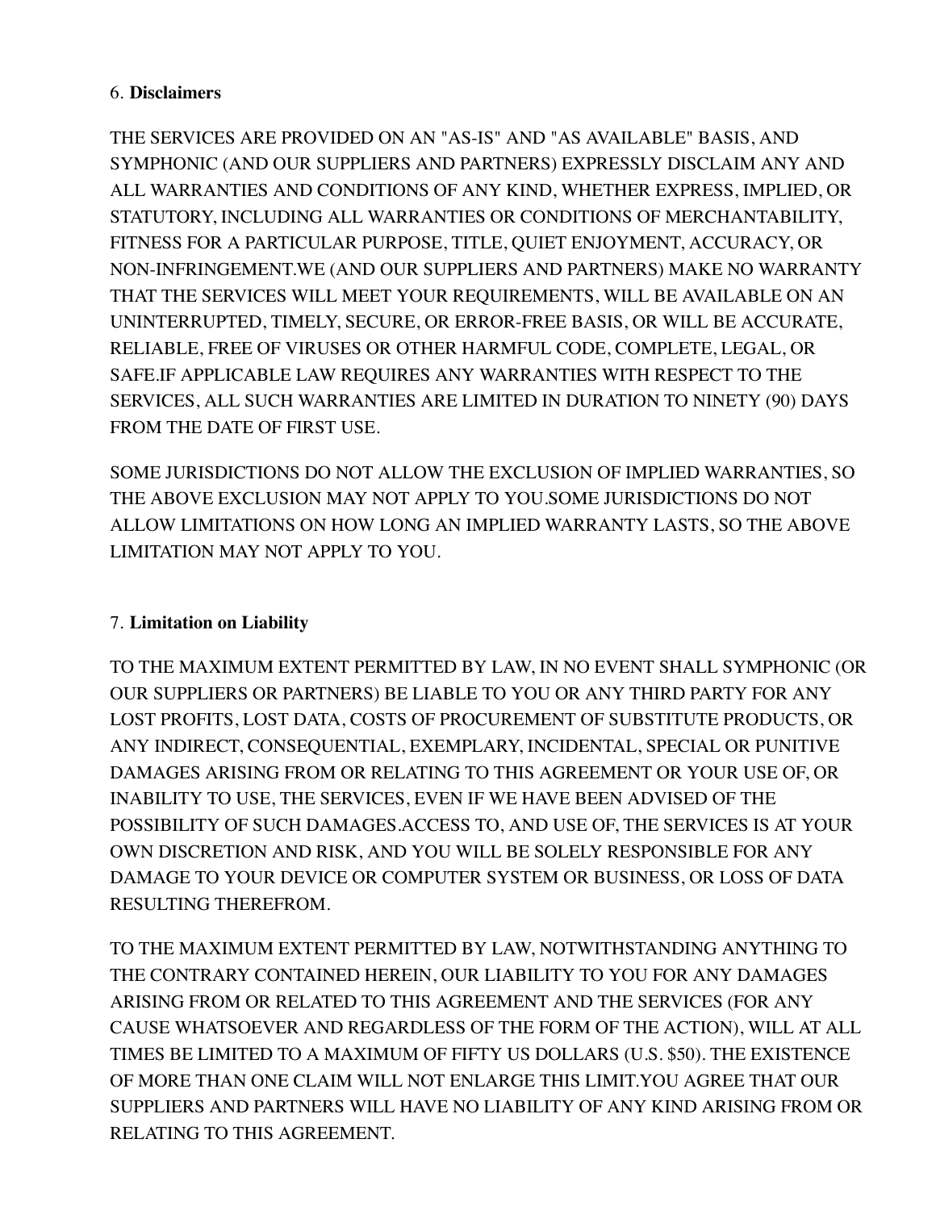6. **Disclaimers**

THE SERVICES ARE PROVIDED ON AN "AS-IS" AND "AS AVAILABLE" BASIS, AND SYMPHONIC (AND OUR SUPPLIERS AND PARTNERS) EXPRESSLY DISCLAIM ANY AND ALL WARRANTIES AND CONDITIONS OF ANY KIND, WHETHER EXPRESS, IMPLIED, OR STATUTORY, INCLUDING ALL WARRANTIES OR CONDITIONS OF MERCHANTABILITY, FITNESS FOR A PARTICULAR PURPOSE, TITLE, QUIET ENJOYMENT, ACCURACY, OR NON-INFRINGEMENT.WE (AND OUR SUPPLIERS AND PARTNERS) MAKE NO WARRANTY THAT THE SERVICES WILL MEET YOUR REQUIREMENTS, WILL BE AVAILABLE ON AN UNINTERRUPTED, TIMELY, SECURE, OR ERROR-FREE BASIS, OR WILL BE ACCURATE, RELIABLE, FREE OF VIRUSES OR OTHER HARMFUL CODE, COMPLETE, LEGAL, OR SAFE.IF APPLICABLE LAW REQUIRES ANY WARRANTIES WITH RESPECT TO THE SERVICES, ALL SUCH WARRANTIES ARE LIMITED IN DURATION TO NINETY (90) DAYS FROM THE DATE OF FIRST USE.

SOME JURISDICTIONS DO NOT ALLOW THE EXCLUSION OF IMPLIED WARRANTIES, SO THE ABOVE EXCLUSION MAY NOT APPLY TO YOU.SOME JURISDICTIONS DO NOT ALLOW LIMITATIONS ON HOW LONG AN IMPLIED WARRANTY LASTS, SO THE ABOVE LIMITATION MAY NOT APPLY TO YOU.

7. **Limitation on Liability**

TO THE MAXIMUM EXTENT PERMITTED BY LAW, IN NO EVENT SHALL SYMPHONIC (OR OUR SUPPLIERS OR PARTNERS) BE LIABLE TO YOU OR ANY THIRD PARTY FOR ANY LOST PROFITS, LOST DATA, COSTS OF PROCUREMENT OF SUBSTITUTE PRODUCTS, OR ANY INDIRECT, CONSEQUENTIAL, EXEMPLARY, INCIDENTAL, SPECIAL OR PUNITIVE DAMAGES ARISING FROM OR RELATING TO THIS AGREEMENT OR YOUR USE OF, OR INABILITY TO USE, THE SERVICES, EVEN IF WE HAVE BEEN ADVISED OF THE POSSIBILITY OF SUCH DAMAGES.ACCESS TO, AND USE OF, THE SERVICES IS AT YOUR OWN DISCRETION AND RISK, AND YOU WILL BE SOLELY RESPONSIBLE FOR ANY DAMAGE TO YOUR DEVICE OR COMPUTER SYSTEM OR BUSINESS, OR LOSS OF DATA RESULTING THEREFROM.

TO THE MAXIMUM EXTENT PERMITTED BY LAW, NOTWITHSTANDING ANYTHING TO THE CONTRARY CONTAINED HEREIN, OUR LIABILITY TO YOU FOR ANY DAMAGES ARISING FROM OR RELATED TO THIS AGREEMENT AND THE SERVICES (FOR ANY CAUSE WHATSOEVER AND REGARDLESS OF THE FORM OF THE ACTION), WILL AT ALL TIMES BE LIMITED TO A MAXIMUM OF FIFTY US DOLLARS (U.S. $50). THE EXISTENCE OF MORE THAN ONE CLAIM WILL NOT ENLARGE THIS LIMIT.YOU AGREE THAT OUR SUPPLIERS AND PARTNERS WILL HAVE NO LIABILITY OF ANY KIND ARISING FROM OR RELATING TO THIS AGREEMENT.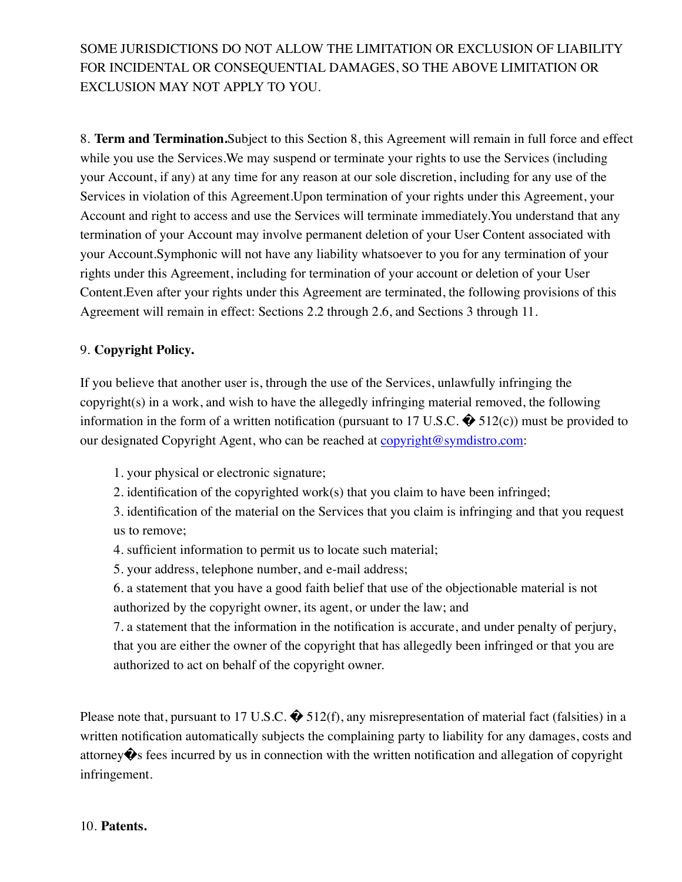SOME JURISDICTIONS DO NOT ALLOW THE LIMITATION OR EXCLUSION OF LIABILITY FOR INCIDENTAL OR CONSEQUENTIAL DAMAGES, SO THE ABOVE LIMITATION OR EXCLUSION MAY NOT APPLY TO YOU.

8. **Term and Termination.**Subject to this Section 8, this Agreement will remain in full force and effect while you use the Services.We may suspend or terminate your rights to use the Services (including your Account, if any) at any time for any reason at our sole discretion, including for any use of the Services in violation of this Agreement.Upon termination of your rights under this Agreement, your Account and right to access and use the Services will terminate immediately.You understand that any termination of your Account may involve permanent deletion of your User Content associated with your Account.Symphonic will not have any liability whatsoever to you for any termination of your rights under this Agreement, including for termination of your account or deletion of your User Content.Even after your rights under this Agreement are terminated, the following provisions of this Agreement will remain in effect: Sections 2.2 through 2.6, and Sections 3 through 11.

9. **Copyright Policy.**

If you believe that another user is, through the use of the Services, unlawfully infringing the copyright(s) in a work, and wish to have the allegedly infringing material removed, the following information in the form of a written notification (pursuant to 17 U.S.C. � 512(c)) must be provided to our designated Copyright Agent, who can be reached at copyright@symdistro.com:

1. your physical or electronic signature;
2. identification of the copyrighted work(s) that you claim to have been infringed;
3. identification of the material on the Services that you claim is infringing and that you request us to remove;
4. sufficient information to permit us to locate such material;
5. your address, telephone number, and e-mail address;
6. a statement that you have a good faith belief that use of the objectionable material is not authorized by the copyright owner, its agent, or under the law; and
7. a statement that the information in the notification is accurate, and under penalty of perjury, that you are either the owner of the copyright that has allegedly been infringed or that you are authorized to act on behalf of the copyright owner.

Please note that, pursuant to 17 U.S.C. � 512(f), any misrepresentation of material fact (falsities) in a written notification automatically subjects the complaining party to liability for any damages, costs and attorney�s fees incurred by us in connection with the written notification and allegation of copyright infringement.

10. **Patents.**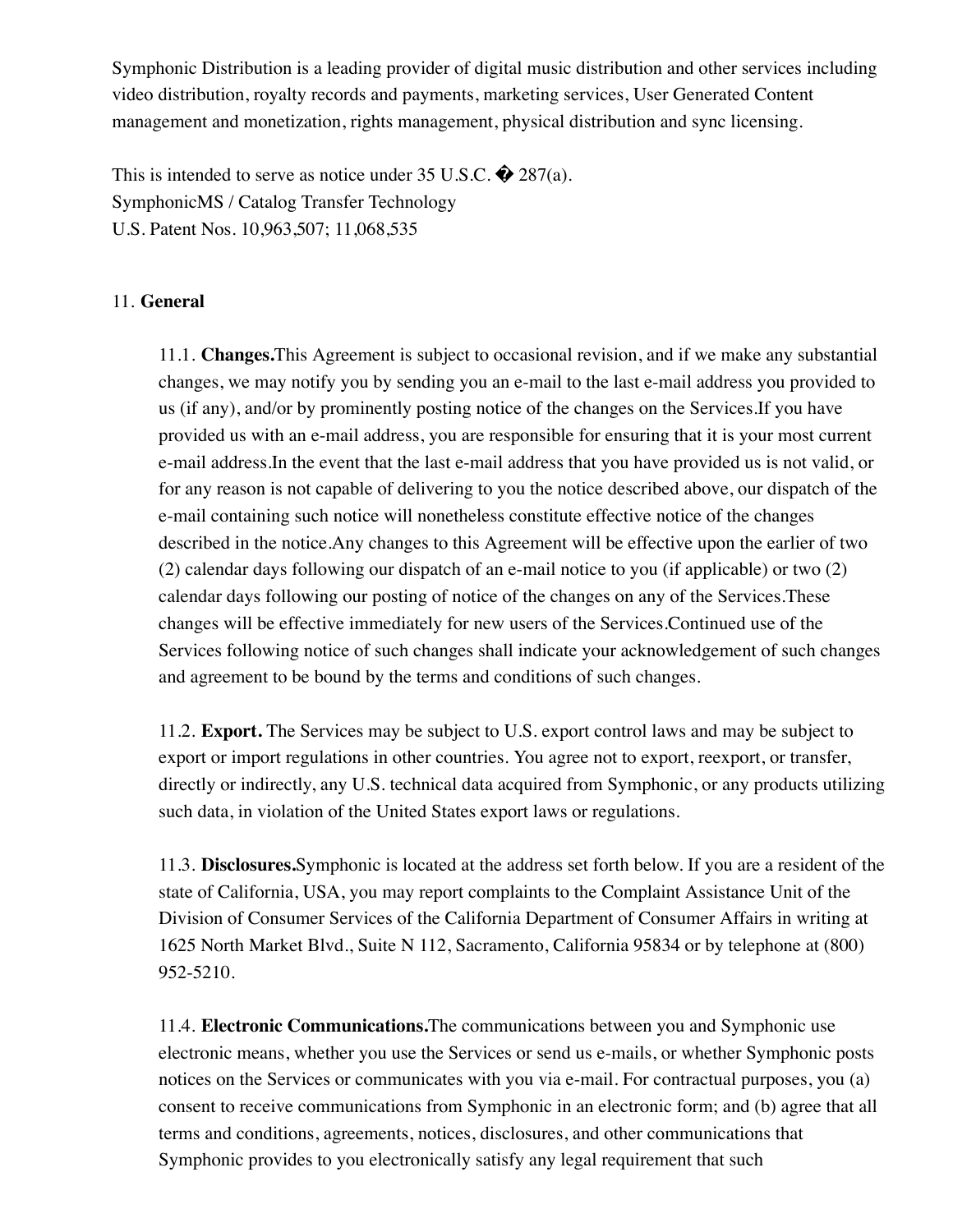Symphonic Distribution is a leading provider of digital music distribution and other services including video distribution, royalty records and payments, marketing services, User Generated Content management and monetization, rights management, physical distribution and sync licensing.

This is intended to serve as notice under 35 U.S.C. � 287(a).
SymphonicMS / Catalog Transfer Technology
U.S. Patent Nos. 10,963,507; 11,068,535

11. **General**

11.1. **Changes.**This Agreement is subject to occasional revision, and if we make any substantial changes, we may notify you by sending you an e-mail to the last e-mail address you provided to us (if any), and/or by prominently posting notice of the changes on the Services.If you have provided us with an e-mail address, you are responsible for ensuring that it is your most current e-mail address.In the event that the last e-mail address that you have provided us is not valid, or for any reason is not capable of delivering to you the notice described above, our dispatch of the e-mail containing such notice will nonetheless constitute effective notice of the changes described in the notice.Any changes to this Agreement will be effective upon the earlier of two (2) calendar days following our dispatch of an e-mail notice to you (if applicable) or two (2) calendar days following our posting of notice of the changes on any of the Services.These changes will be effective immediately for new users of the Services.Continued use of the Services following notice of such changes shall indicate your acknowledgement of such changes and agreement to be bound by the terms and conditions of such changes.

11.2. **Export.** The Services may be subject to U.S. export control laws and may be subject to export or import regulations in other countries. You agree not to export, reexport, or transfer, directly or indirectly, any U.S. technical data acquired from Symphonic, or any products utilizing such data, in violation of the United States export laws or regulations.

11.3. **Disclosures.**Symphonic is located at the address set forth below. If you are a resident of the state of California, USA, you may report complaints to the Complaint Assistance Unit of the Division of Consumer Services of the California Department of Consumer Affairs in writing at 1625 North Market Blvd., Suite N 112, Sacramento, California 95834 or by telephone at (800) 952-5210.

11.4. **Electronic Communications.**The communications between you and Symphonic use electronic means, whether you use the Services or send us e-mails, or whether Symphonic posts notices on the Services or communicates with you via e-mail. For contractual purposes, you (a) consent to receive communications from Symphonic in an electronic form; and (b) agree that all terms and conditions, agreements, notices, disclosures, and other communications that Symphonic provides to you electronically satisfy any legal requirement that such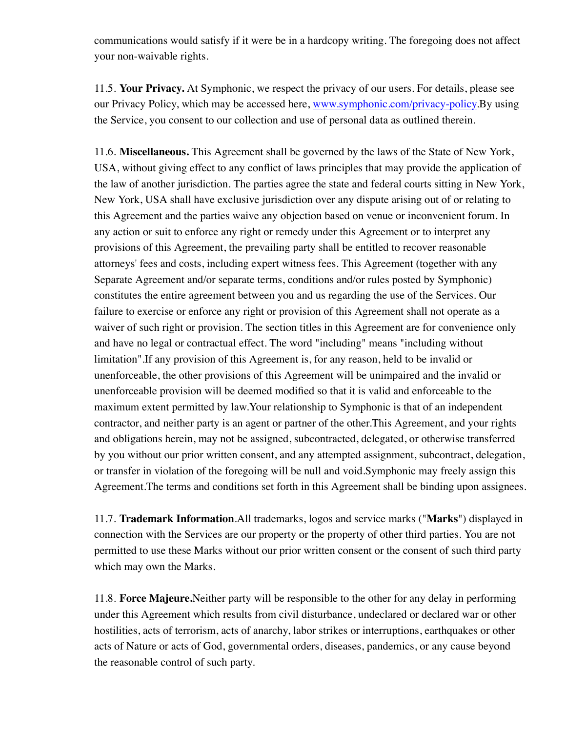communications would satisfy if it were be in a hardcopy writing. The foregoing does not affect your non-waivable rights.

11.5. **Your Privacy.** At Symphonic, we respect the privacy of our users. For details, please see our Privacy Policy, which may be accessed here, [www.symphonic.com/privacy-policy](www.symphonic.com/privacy-policy).By using the Service, you consent to our collection and use of personal data as outlined therein.

11.6. **Miscellaneous.** This Agreement shall be governed by the laws of the State of New York, USA, without giving effect to any conflict of laws principles that may provide the application of the law of another jurisdiction. The parties agree the state and federal courts sitting in New York, New York, USA shall have exclusive jurisdiction over any dispute arising out of or relating to this Agreement and the parties waive any objection based on venue or inconvenient forum. In any action or suit to enforce any right or remedy under this Agreement or to interpret any provisions of this Agreement, the prevailing party shall be entitled to recover reasonable attorneys' fees and costs, including expert witness fees. This Agreement (together with any Separate Agreement and/or separate terms, conditions and/or rules posted by Symphonic) constitutes the entire agreement between you and us regarding the use of the Services. Our failure to exercise or enforce any right or provision of this Agreement shall not operate as a waiver of such right or provision. The section titles in this Agreement are for convenience only and have no legal or contractual effect. The word "including" means "including without limitation".If any provision of this Agreement is, for any reason, held to be invalid or unenforceable, the other provisions of this Agreement will be unimpaired and the invalid or unenforceable provision will be deemed modified so that it is valid and enforceable to the maximum extent permitted by law.Your relationship to Symphonic is that of an independent contractor, and neither party is an agent or partner of the other.This Agreement, and your rights and obligations herein, may not be assigned, subcontracted, delegated, or otherwise transferred by you without our prior written consent, and any attempted assignment, subcontract, delegation, or transfer in violation of the foregoing will be null and void.Symphonic may freely assign this Agreement.The terms and conditions set forth in this Agreement shall be binding upon assignees.

11.7. **Trademark Information**.All trademarks, logos and service marks ("**Marks**") displayed in connection with the Services are our property or the property of other third parties. You are not permitted to use these Marks without our prior written consent or the consent of such third party which may own the Marks.

11.8. **Force Majeure.**Neither party will be responsible to the other for any delay in performing under this Agreement which results from civil disturbance, undeclared or declared war or other hostilities, acts of terrorism, acts of anarchy, labor strikes or interruptions, earthquakes or other acts of Nature or acts of God, governmental orders, diseases, pandemics, or any cause beyond the reasonable control of such party.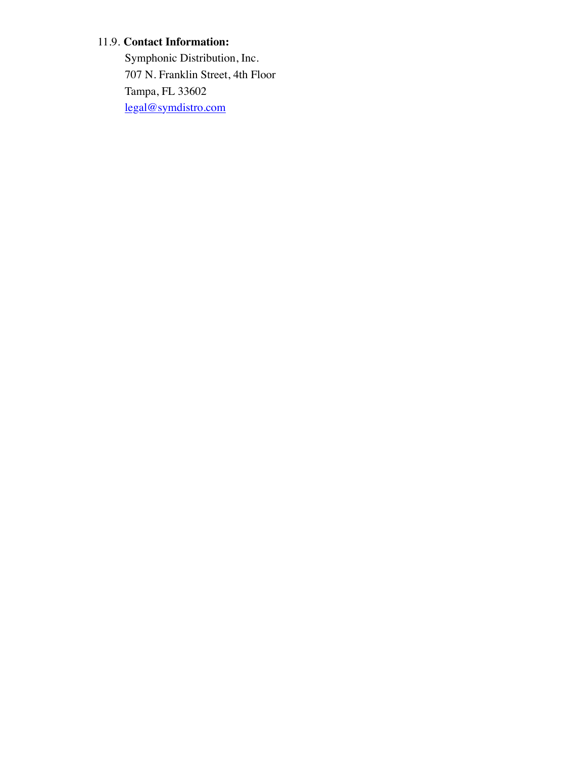11.9. **Contact Information:**

Symphonic Distribution, Inc.
707 N. Franklin Street, 4th Floor
Tampa, FL 33602
legal@symdistro.com